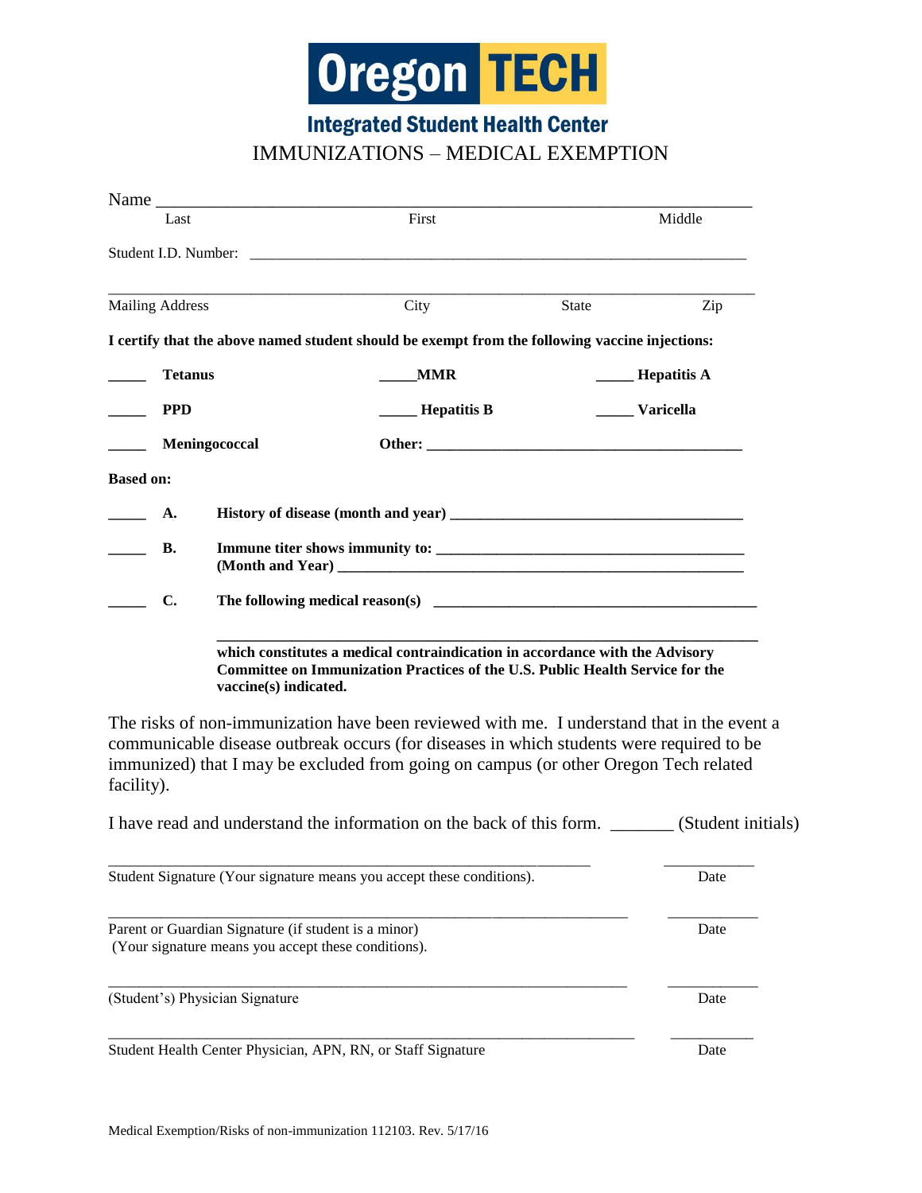# Oregon TECH

## Integrated Student Health Center

## IMMUNIZATIONS – MEDICAL EXEMPTION

Name ___________________________________________________________________

Last                                        First                                        Middle

Student I.D. Number: ____________________________________________________

___________________________________________________________________________

Mailing Address                              City                    State                    Zip

**I certify that the above named student should be exempt from the following vaccine injections:**

_____ **Tetanus**                    _____ **MMR**                    _____ **Hepatitis A**

_____ **PPD**                    _____ **Hepatitis B**                    _____ **Varicella**

_____ **Meningococcal**                    **Other:** ________________________________

**Based on:**

_____ **A.** **History of disease (month and year)** ______________________________

_____ **B.** **Immune titer shows immunity to:** ______________________________
**(Month and Year)** ____________________________________________

_____ **C.** **The following medical reason(s)** ______________________________

________________________________________________________________

**which constitutes a medical contraindication in accordance with the Advisory Committee on Immunization Practices of the U.S. Public Health Service for the vaccine(s) indicated.**

The risks of non-immunization have been reviewed with me. I understand that in the event a communicable disease outbreak occurs (for diseases in which students were required to be immunized) that I may be excluded from going on campus (or other Oregon Tech related facility).

I have read and understand the information on the back of this form. _______ (Student initials)

_____________________________________________________________        ___________

Student Signature (Your signature means you accept these conditions).        Date

_____________________________________________________________        ___________

Parent or Guardian Signature (if student is a minor)
(Your signature means you accept these conditions).        Date

_____________________________________________________________        ___________

(Student's) Physician Signature        Date

_____________________________________________________________        ___________

Student Health Center Physician, APN, RN, or Staff Signature        Date

Medical Exemption/Risks of non-immunization 112103. Rev. 5/17/16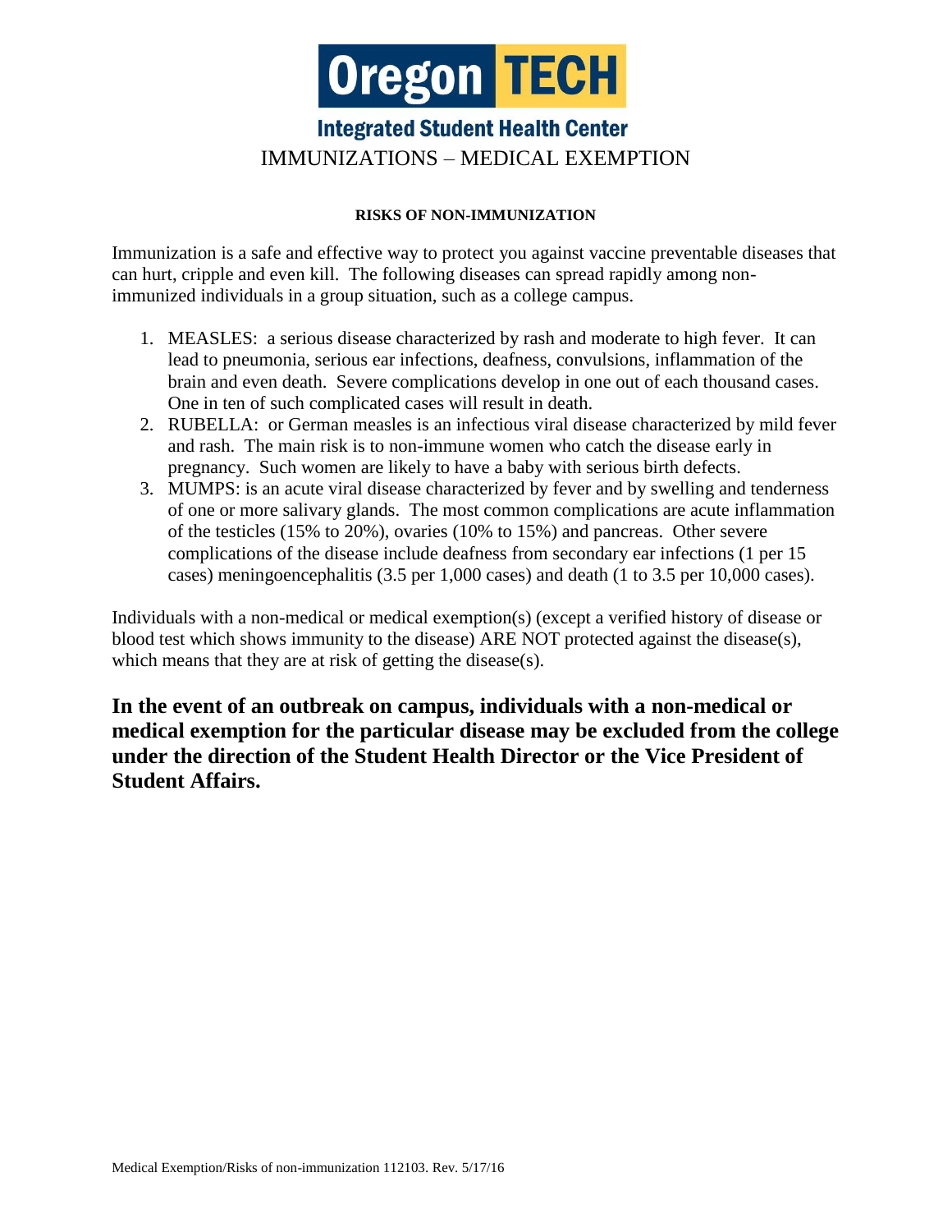# Oregon TECH

## Integrated Student Health Center

## IMMUNIZATIONS – MEDICAL EXEMPTION

**RISKS OF NON-IMMUNIZATION**

Immunization is a safe and effective way to protect you against vaccine preventable diseases that can hurt, cripple and even kill. The following diseases can spread rapidly among non-immunized individuals in a group situation, such as a college campus.

1. MEASLES: a serious disease characterized by rash and moderate to high fever. It can lead to pneumonia, serious ear infections, deafness, convulsions, inflammation of the brain and even death. Severe complications develop in one out of each thousand cases. One in ten of such complicated cases will result in death.
2. RUBELLA: or German measles is an infectious viral disease characterized by mild fever and rash. The main risk is to non-immune women who catch the disease early in pregnancy. Such women are likely to have a baby with serious birth defects.
3. MUMPS: is an acute viral disease characterized by fever and by swelling and tenderness of one or more salivary glands. The most common complications are acute inflammation of the testicles (15% to 20%), ovaries (10% to 15%) and pancreas. Other severe complications of the disease include deafness from secondary ear infections (1 per 15 cases) meningoencephalitis (3.5 per 1,000 cases) and death (1 to 3.5 per 10,000 cases).

Individuals with a non-medical or medical exemption(s) (except a verified history of disease or blood test which shows immunity to the disease) ARE NOT protected against the disease(s), which means that they are at risk of getting the disease(s).

**In the event of an outbreak on campus, individuals with a non-medical or medical exemption for the particular disease may be excluded from the college under the direction of the Student Health Director or the Vice President of Student Affairs.**

Medical Exemption/Risks of non-immunization 112103. Rev. 5/17/16